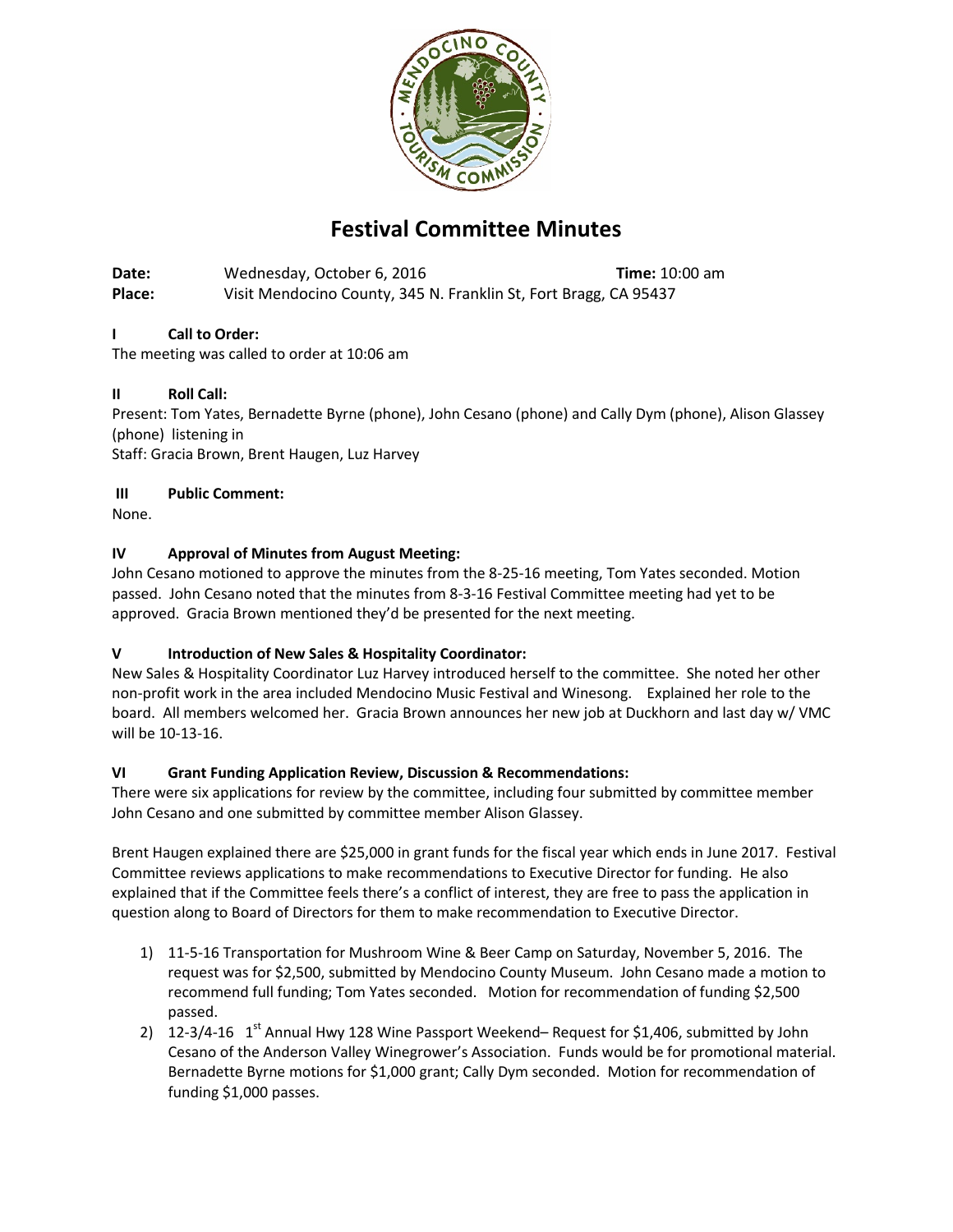# Festival Committee Minutes

**Date:** Wednesday, October 6, 2016 **Time:** 10:00 am
**Place:** Visit Mendocino County, 345 N. Franklin St, Fort Bragg, CA 95437

## I Call to Order:

The meeting was called to order at 10:06 am

## II Roll Call:

Present: Tom Yates, Bernadette Byrne (phone), John Cesano (phone) and Cally Dym (phone), Alison Glassey (phone) listening in
Staff: Gracia Brown, Brent Haugen, Luz Harvey

## III Public Comment:

None.

## IV Approval of Minutes from August Meeting:

John Cesano motioned to approve the minutes from the 8-25-16 meeting, Tom Yates seconded. Motion passed. John Cesano noted that the minutes from 8-3-16 Festival Committee meeting had yet to be approved. Gracia Brown mentioned they'd be presented for the next meeting.

## V Introduction of New Sales & Hospitality Coordinator:

New Sales & Hospitality Coordinator Luz Harvey introduced herself to the committee. She noted her other non-profit work in the area included Mendocino Music Festival and Winesong. Explained her role to the board. All members welcomed her. Gracia Brown announces her new job at Duckhorn and last day w/ VMC will be 10-13-16.

## VI Grant Funding Application Review, Discussion & Recommendations:

There were six applications for review by the committee, including four submitted by committee member John Cesano and one submitted by committee member Alison Glassey.

Brent Haugen explained there are $25,000 in grant funds for the fiscal year which ends in June 2017. Festival Committee reviews applications to make recommendations to Executive Director for funding. He also explained that if the Committee feels there's a conflict of interest, they are free to pass the application in question along to Board of Directors for them to make recommendation to Executive Director.

1) 11-5-16 Transportation for Mushroom Wine & Beer Camp on Saturday, November 5, 2016. The request was for $2,500, submitted by Mendocino County Museum. John Cesano made a motion to recommend full funding; Tom Yates seconded. Motion for recommendation of funding $2,500 passed.
2) 12-3/4-16 1st Annual Hwy 128 Wine Passport Weekend– Request for $1,406, submitted by John Cesano of the Anderson Valley Winegrower's Association. Funds would be for promotional material. Bernadette Byrne motions for $1,000 grant; Cally Dym seconded. Motion for recommendation of funding $1,000 passes.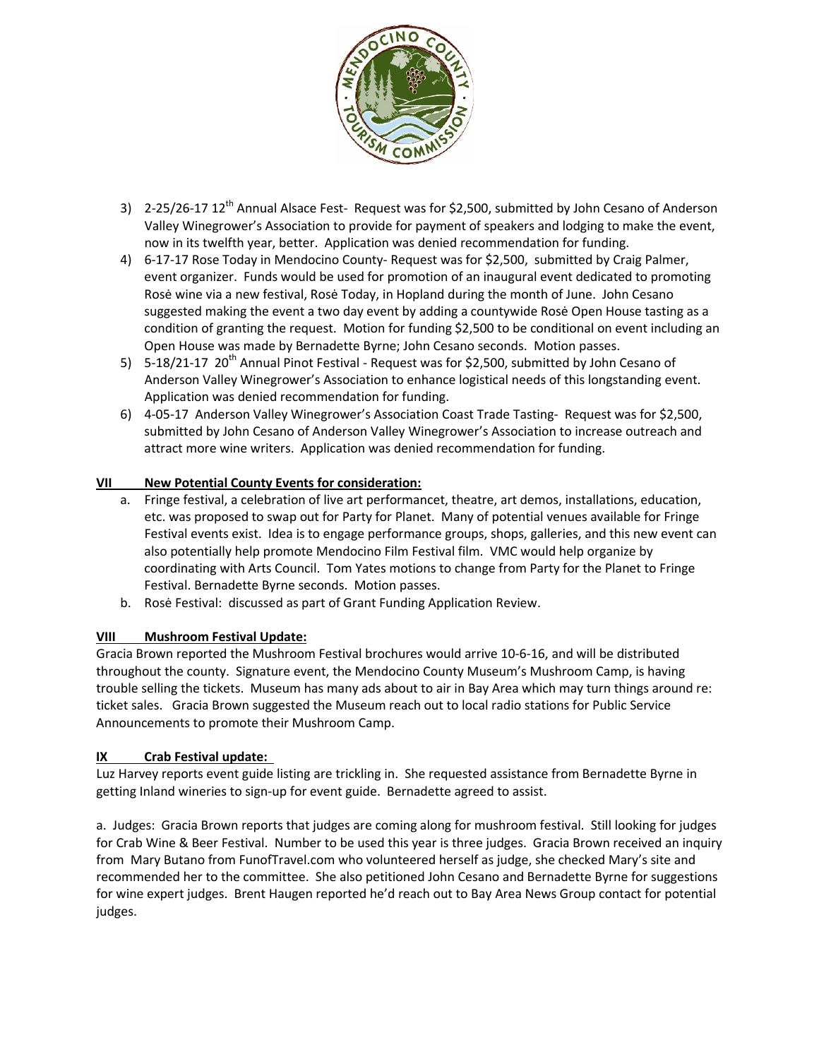3) 2-25/26-17 12th Annual Alsace Fest- Request was for $2,500, submitted by John Cesano of Anderson Valley Winegrower's Association to provide for payment of speakers and lodging to make the event, now in its twelfth year, better. Application was denied recommendation for funding.
4) 6-17-17 Rose Today in Mendocino County- Request was for $2,500, submitted by Craig Palmer, event organizer. Funds would be used for promotion of an inaugural event dedicated to promoting Rosė wine via a new festival, Rosė Today, in Hopland during the month of June. John Cesano suggested making the event a two day event by adding a countywide Rosė Open House tasting as a condition of granting the request. Motion for funding $2,500 to be conditional on event including an Open House was made by Bernadette Byrne; John Cesano seconds. Motion passes.
5) 5-18/21-17 20th Annual Pinot Festival - Request was for $2,500, submitted by John Cesano of Anderson Valley Winegrower's Association to enhance logistical needs of this longstanding event. Application was denied recommendation for funding.
6) 4-05-17 Anderson Valley Winegrower's Association Coast Trade Tasting- Request was for $2,500, submitted by John Cesano of Anderson Valley Winegrower's Association to increase outreach and attract more wine writers. Application was denied recommendation for funding.

## VII New Potential County Events for consideration:

a. Fringe festival, a celebration of live art performancet, theatre, art demos, installations, education, etc. was proposed to swap out for Party for Planet. Many of potential venues available for Fringe Festival events exist. Idea is to engage performance groups, shops, galleries, and this new event can also potentially help promote Mendocino Film Festival film. VMC would help organize by coordinating with Arts Council. Tom Yates motions to change from Party for the Planet to Fringe Festival. Bernadette Byrne seconds. Motion passes.
b. Rosė Festival: discussed as part of Grant Funding Application Review.

## VIII Mushroom Festival Update:

Gracia Brown reported the Mushroom Festival brochures would arrive 10-6-16, and will be distributed throughout the county. Signature event, the Mendocino County Museum's Mushroom Camp, is having trouble selling the tickets. Museum has many ads about to air in Bay Area which may turn things around re: ticket sales. Gracia Brown suggested the Museum reach out to local radio stations for Public Service Announcements to promote their Mushroom Camp.

## IX Crab Festival update:

Luz Harvey reports event guide listing are trickling in. She requested assistance from Bernadette Byrne in getting Inland wineries to sign-up for event guide. Bernadette agreed to assist.

a. Judges: Gracia Brown reports that judges are coming along for mushroom festival. Still looking for judges for Crab Wine & Beer Festival. Number to be used this year is three judges. Gracia Brown received an inquiry from Mary Butano from FunofTravel.com who volunteered herself as judge, she checked Mary's site and recommended her to the committee. She also petitioned John Cesano and Bernadette Byrne for suggestions for wine expert judges. Brent Haugen reported he'd reach out to Bay Area News Group contact for potential judges.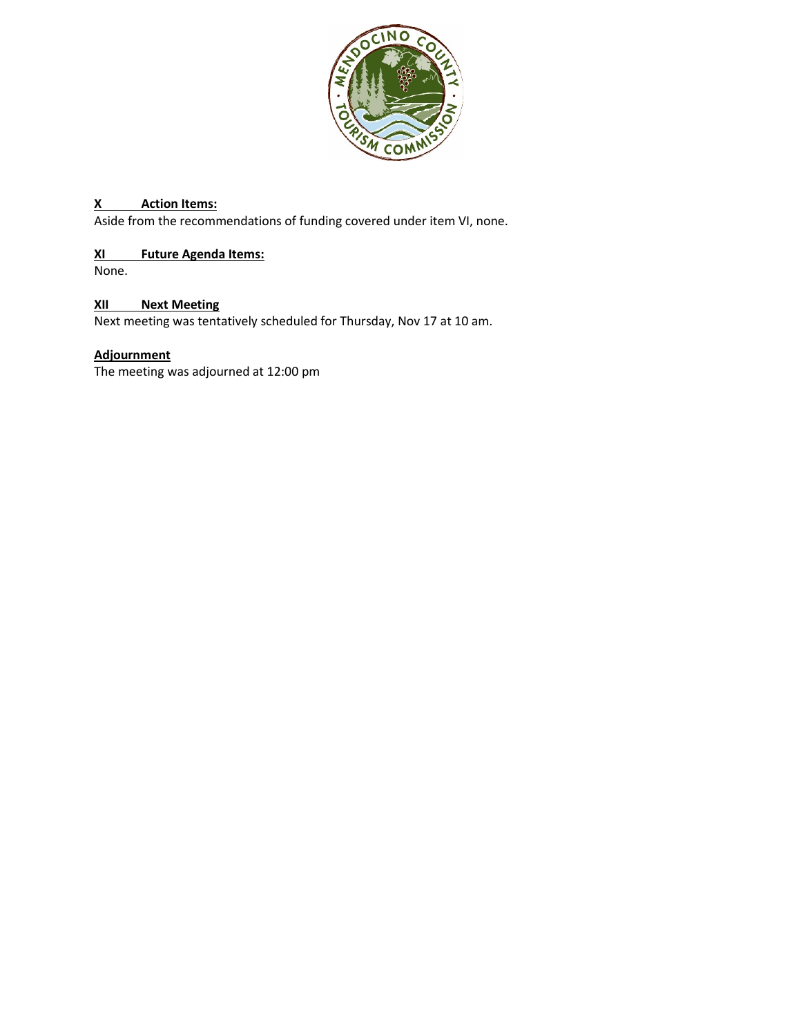**X Action Items:**

Aside from the recommendations of funding covered under item VI, none.

**XI Future Agenda Items:**

None.

**XII Next Meeting**

Next meeting was tentatively scheduled for Thursday, Nov 17 at 10 am.

**Adjournment**

The meeting was adjourned at 12:00 pm